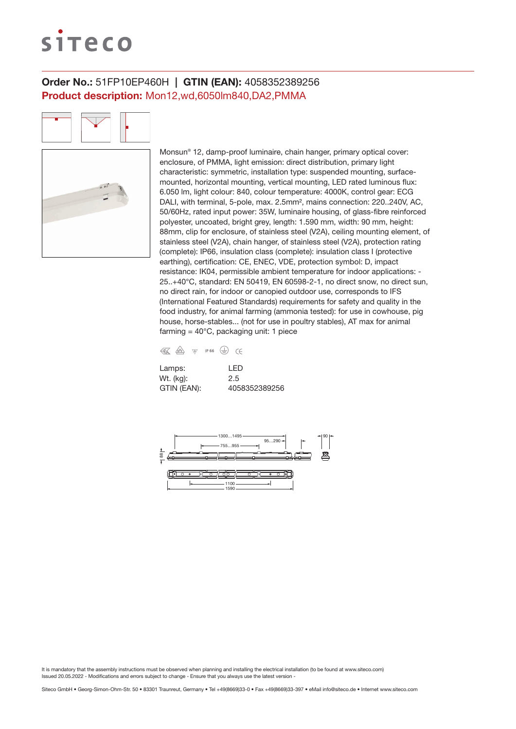**Order No.:** 51FP10EP460H | **GTIN (EAN):** 4058352389256

**Product description:** Mon12,wd,6050lm840,DA2,PMMA

Monsun® 12, damp-proof luminaire, chain hanger, primary optical cover: enclosure, of PMMA, light emission: direct distribution, primary light characteristic: symmetric, installation type: suspended mounting, surface-mounted, horizontal mounting, vertical mounting, LED rated luminous flux: 6.050 lm, light colour: 840, colour temperature: 4000K, control gear: ECG DALI, with terminal, 5-pole, max. 2.5mm², mains connection: 220..240V, AC, 50/60Hz, rated input power: 35W, luminaire housing, of glass-fibre reinforced polyester, uncoated, bright grey, length: 1.590 mm, width: 90 mm, height: 88mm, clip for enclosure, of stainless steel (V2A), ceiling mounting element, of stainless steel (V2A), chain hanger, of stainless steel (V2A), protection rating (complete): IP66, insulation class (complete): insulation class I (protective earthing), certification: CE, ENEC, VDE, protection symbol: D, impact resistance: IK04, permissible ambient temperature for indoor applications: -25..+40°C, standard: EN 50419, EN 60598-2-1, no direct snow, no direct sun, no direct rain, for indoor or canopied outdoor use, corresponds to IFS (International Featured Standards) requirements for safety and quality in the food industry, for animal farming (ammonia tested): for use in cowhouse, pig house, horse-stables... (not for use in poultry stables), AT max for animal farming = 40°C, packaging unit: 1 piece

IP 66 CE

| Lamps: | LED |
|---|---|
| Wt. (kg): | 2.5 |
| GTIN (EAN): | 4058352389256 |

1300...1495
95...290
755...955
90
88
1100
1590

It is mandatory that the assembly instructions must be observed when planning and installing the electrical installation (to be found at www.siteco.com)
Issued 20.05.2022 - Modifications and errors subject to change - Ensure that you always use the latest version -

Siteco GmbH • Georg-Simon-Ohm-Str. 50 • 83301 Traunreut, Germany • Tel +49(8669)33-0 • Fax +49(8669)33-397 • eMail info@siteco.de • Internet www.siteco.com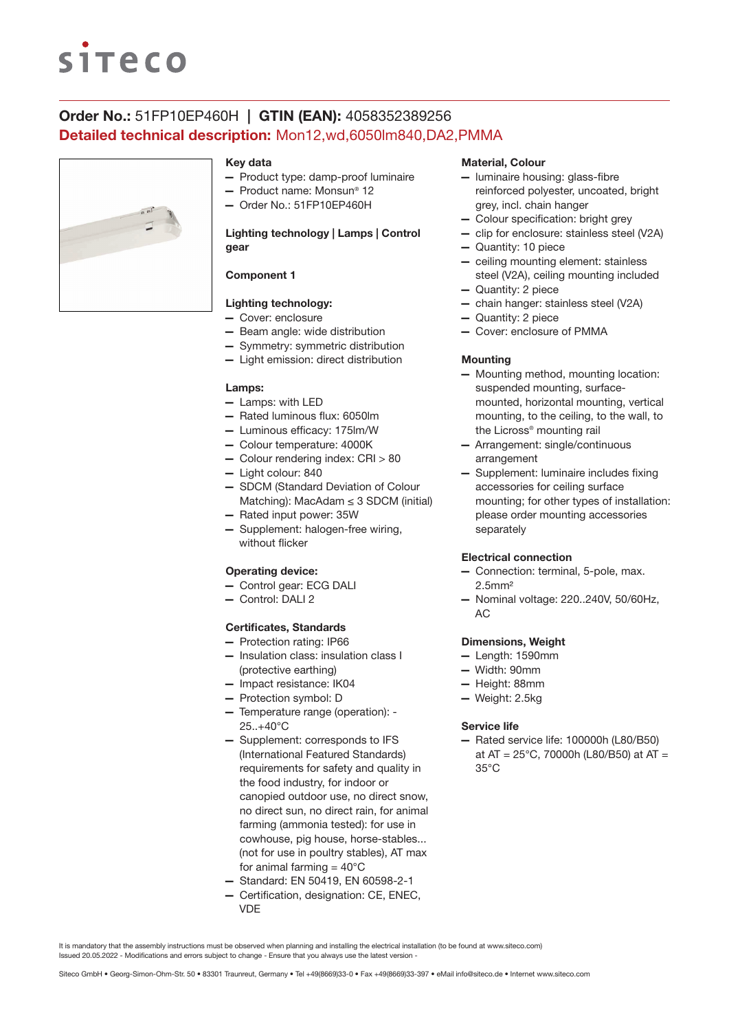**Order No.:** 51FP10EP460H | **GTIN (EAN):** 4058352389256

**Detailed technical description:** Mon12,wd,6050lm840,DA2,PMMA

### Key data

- Product type: damp-proof luminaire
- Product name: Monsun® 12
- Order No.: 51FP10EP460H

### Lighting technology | Lamps | Control gear

#### Component 1

#### Lighting technology:

- Cover: enclosure
- Beam angle: wide distribution
- Symmetry: symmetric distribution
- Light emission: direct distribution

#### Lamps:

- Lamps: with LED
- Rated luminous flux: 6050lm
- Luminous efficacy: 175lm/W
- Colour temperature: 4000K
- Colour rendering index: CRI > 80
- Light colour: 840
- SDCM (Standard Deviation of Colour Matching): MacAdam ≤ 3 SDCM (initial)
- Rated input power: 35W
- Supplement: halogen-free wiring, without flicker

#### Operating device:

- Control gear: ECG DALI
- Control: DALI 2

### Certificates, Standards

- Protection rating: IP66
- Insulation class: insulation class I (protective earthing)
- Impact resistance: IK04
- Protection symbol: D
- Temperature range (operation): -25..+40°C
- Supplement: corresponds to IFS (International Featured Standards) requirements for safety and quality in the food industry, for indoor or canopied outdoor use, no direct snow, no direct sun, no direct rain, for animal farming (ammonia tested): for use in cowhouse, pig house, horse-stables... (not for use in poultry stables), AT max for animal farming = 40°C
- Standard: EN 50419, EN 60598-2-1
- Certification, designation: CE, ENEC, VDE

### Material, Colour

- luminaire housing: glass-fibre reinforced polyester, uncoated, bright grey, incl. chain hanger
- Colour specification: bright grey
- clip for enclosure: stainless steel (V2A)
- Quantity: 10 piece
- ceiling mounting element: stainless steel (V2A), ceiling mounting included
- Quantity: 2 piece
- chain hanger: stainless steel (V2A)
- Quantity: 2 piece
- Cover: enclosure of PMMA

### Mounting

- Mounting method, mounting location: suspended mounting, surface-mounted, horizontal mounting, vertical mounting, to the ceiling, to the wall, to the Licross® mounting rail
- Arrangement: single/continuous arrangement
- Supplement: luminaire includes fixing accessories for ceiling surface mounting; for other types of installation: please order mounting accessories separately

### Electrical connection

- Connection: terminal, 5-pole, max. 2.5mm²
- Nominal voltage: 220..240V, 50/60Hz, AC

### Dimensions, Weight

- Length: 1590mm
- Width: 90mm
- Height: 88mm
- Weight: 2.5kg

### Service life

- Rated service life: 100000h (L80/B50) at AT = 25°C, 70000h (L80/B50) at AT = 35°C

It is mandatory that the assembly instructions must be observed when planning and installing the electrical installation (to be found at www.siteco.com)
Issued 20.05.2022 - Modifications and errors subject to change - Ensure that you always use the latest version -

Siteco GmbH • Georg-Simon-Ohm-Str. 50 • 83301 Traunreut, Germany • Tel +49(8669)33-0 • Fax +49(8669)33-397 • eMail info@siteco.de • Internet www.siteco.com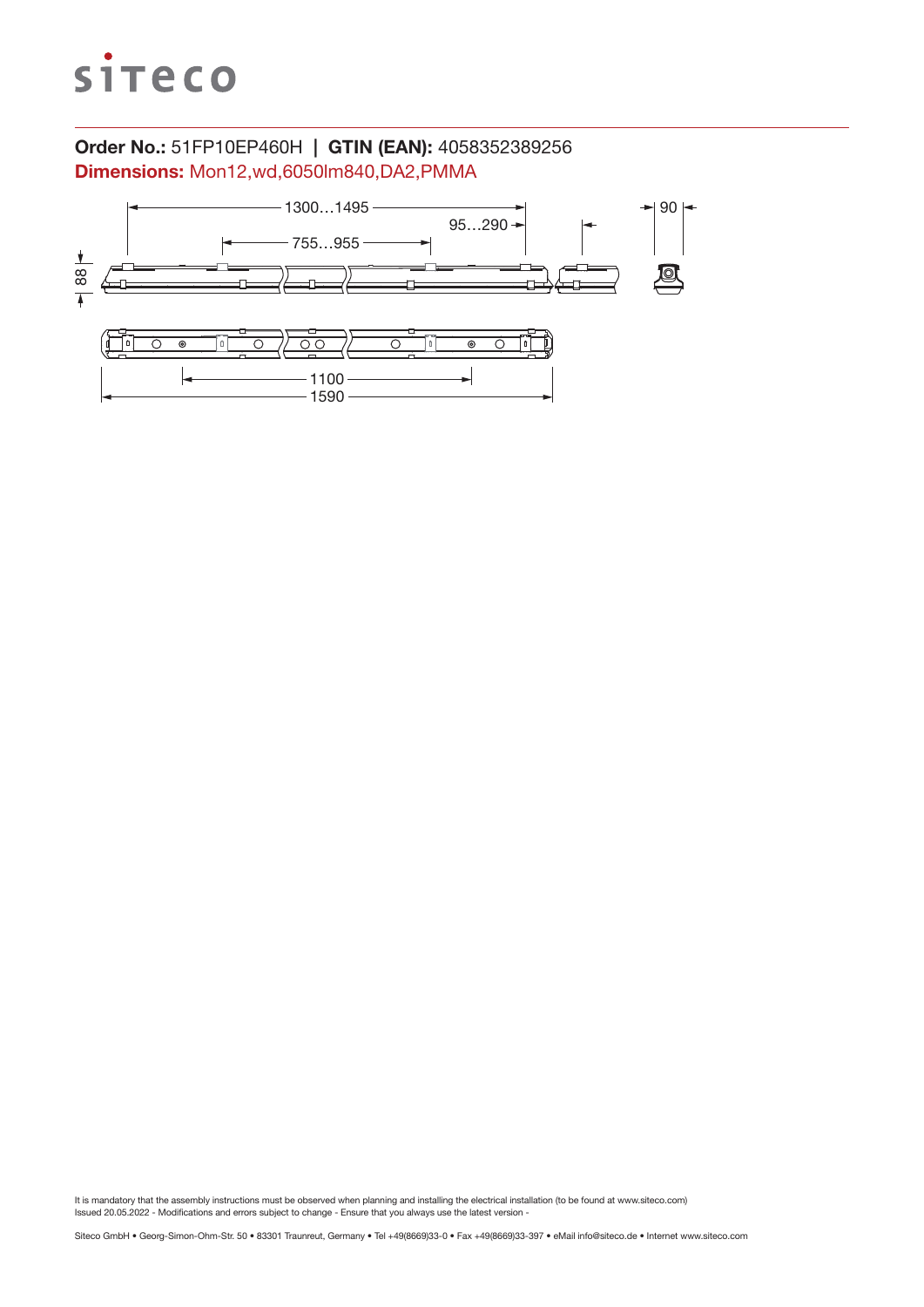**Order No.:** 51FP10EP460H | **GTIN (EAN):** 4058352389256

**Dimensions:** Mon12,wd,6050lm840,DA2,PMMA

1300…1495

95…290

755…955

90

88

1100

1590

It is mandatory that the assembly instructions must be observed when planning and installing the electrical installation (to be found at www.siteco.com)
Issued 20.05.2022 - Modifications and errors subject to change - Ensure that you always use the latest version -

Siteco GmbH • Georg-Simon-Ohm-Str. 50 • 83301 Traunreut, Germany • Tel +49(8669)33-0 • Fax +49(8669)33-397 • eMail info@siteco.de • Internet www.siteco.com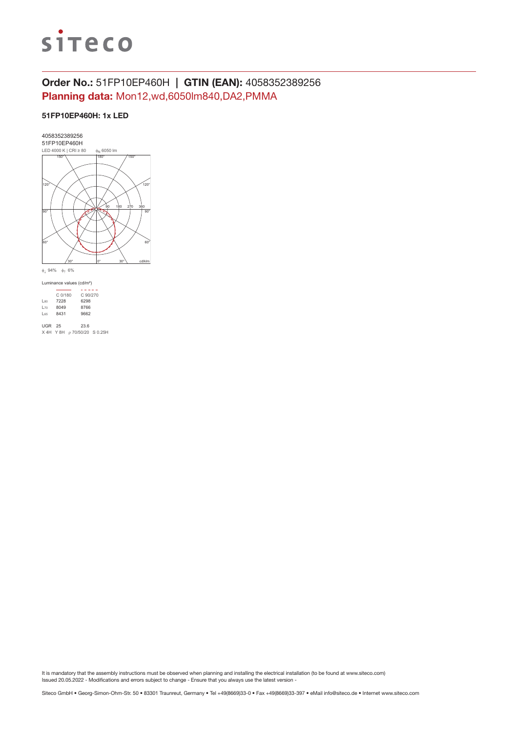siteco

## **Order No.:** 51FP10EP460H | **GTIN (EAN):** 4058352389256

## **Planning data:** Mon12,wd,6050lm840,DA2,PMMA

### 51FP10EP460H: 1x LED

4058352389256
51FP10EP460H
LED 4000 K | CRI ≥ 80 $\phi_N$ 6050 lm

150° 180° 150°
120° 120°
90 180 270 360
90° 90°
60° 60°
30° 0° 30° cd/klm

$\phi_\downarrow$ 94% $\phi_\uparrow$ 6%

Luminance values (cd/m²)

| | C 0/180 | C 90/270 |
|---|---|---|
| $L_{80}$ | 7228 | 6298 |
| $L_{70}$ | 8049 | 8766 |
| $L_{65}$ | 8431 | 9662 |
| UGR | 25 | 23.6 |

X 4H Y 8H ρ 70/50/20 S 0.25H

It is mandatory that the assembly instructions must be observed when planning and installing the electrical installation (to be found at www.siteco.com)
Issued 20.05.2022 - Modifications and errors subject to change - Ensure that you always use the latest version -

Siteco GmbH • Georg-Simon-Ohm-Str. 50 • 83301 Traunreut, Germany • Tel +49(8669)33-0 • Fax +49(8669)33-397 • eMail info@siteco.de • Internet www.siteco.com